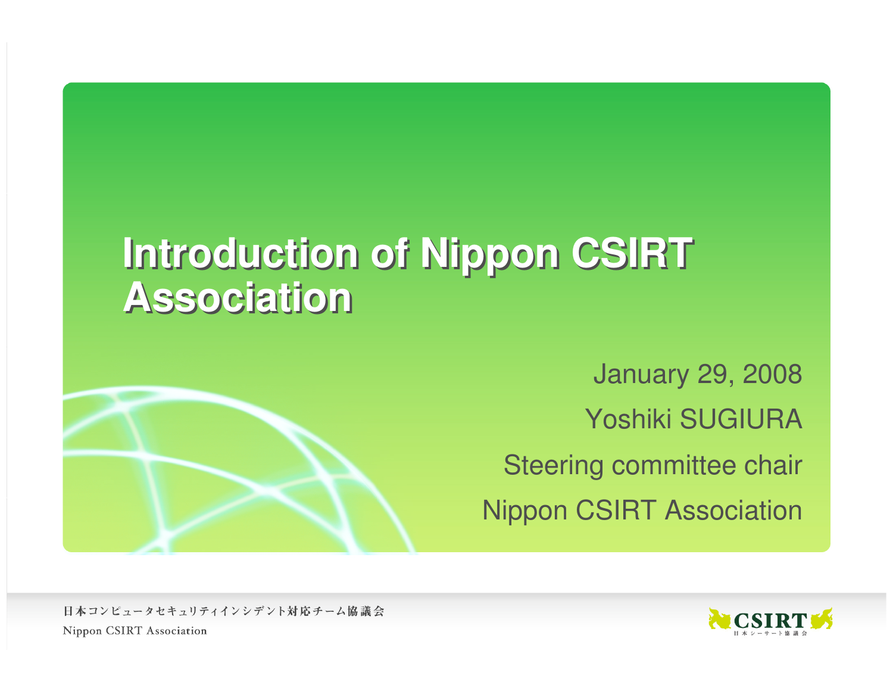# Introduction of Nippon CSIRT Association

January 29, 2008

Yoshiki SUGIURA

Steering committee chair

Nippon CSIRT Association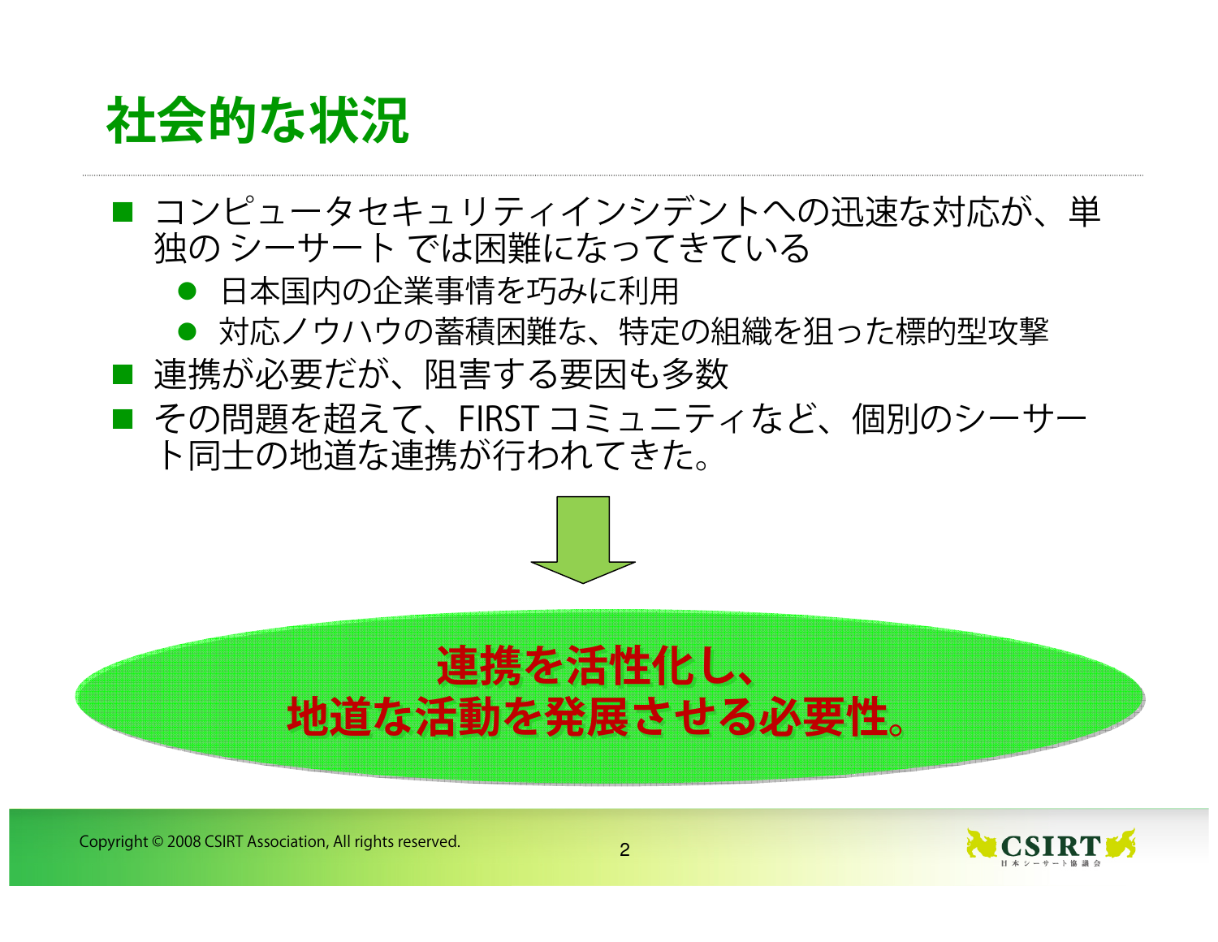# 社会的な状況

- コンピュータセキュリティインシデントへの迅速な対応が、単独の シーサート では困難になってきている
  - 日本国内の企業事情を巧みに利用
  - 対応ノウハウの蓄積困難な、特定の組織を狙った標的型攻撃
- 連携が必要だが、阻害する要因も多数
- その問題を超えて、FIRST コミュニティなど、個別のシーサート同士の地道な連携が行われてきた。

**連携を活性化し、**
**地道な活動を発展させる必要性。**

Copyright © 2008 CSIRT Association, All rights reserved.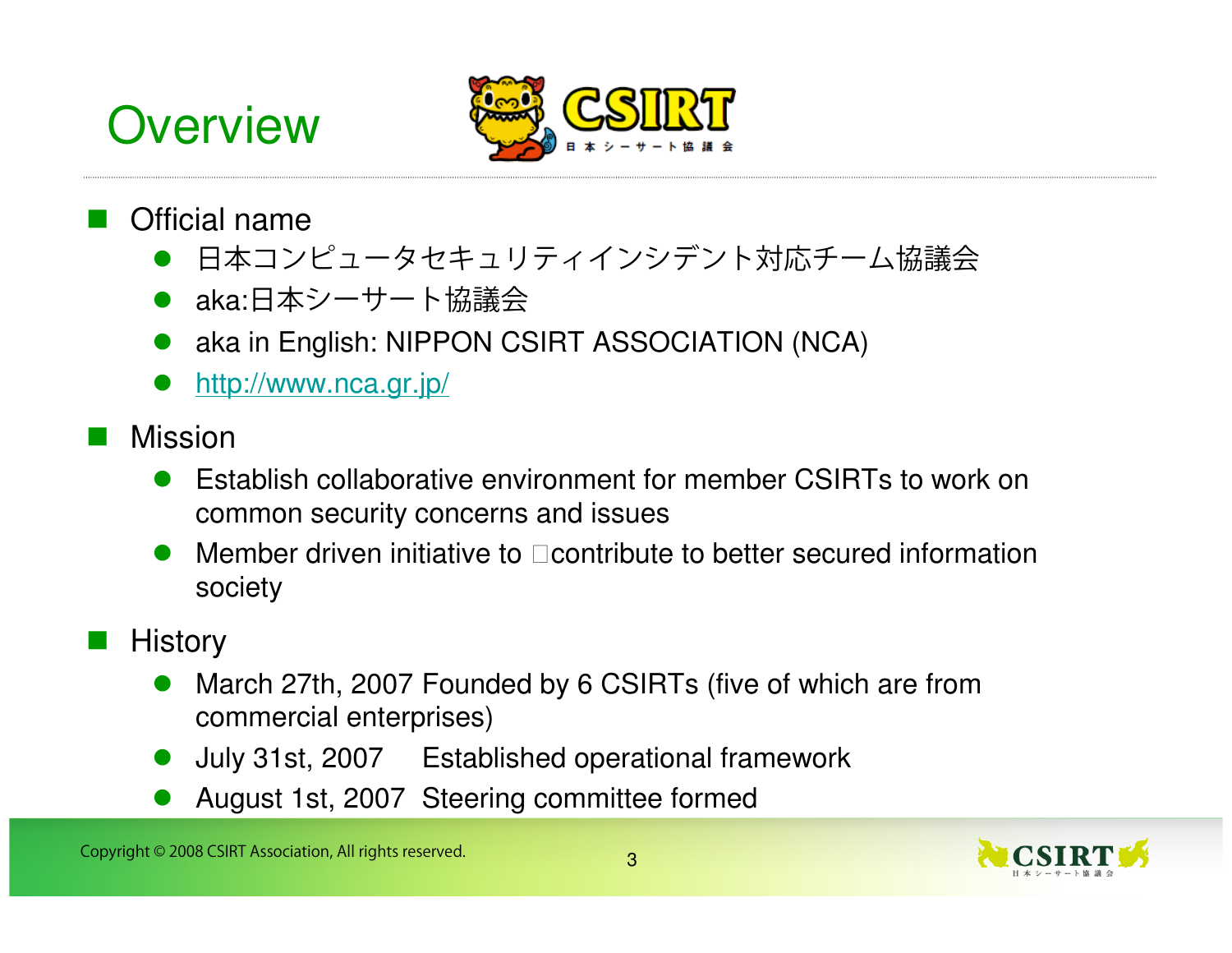# Overview

- Official name
  - 日本コンピュータセキュリティインシデント対応チーム協議会
  - aka:日本シーサート協議会
  - aka in English: NIPPON CSIRT ASSOCIATION (NCA)
  - http://www.nca.gr.jp/
- Mission
  - Establish collaborative environment for member CSIRTs to work on common security concerns and issues
  - Member driven initiative to □contribute to better secured information society
- History
  - March 27th, 2007 Founded by 6 CSIRTs (five of which are from commercial enterprises)
  - July 31st, 2007 Established operational framework
  - August 1st, 2007 Steering committee formed

Copyright © 2008 CSIRT Association, All rights reserved.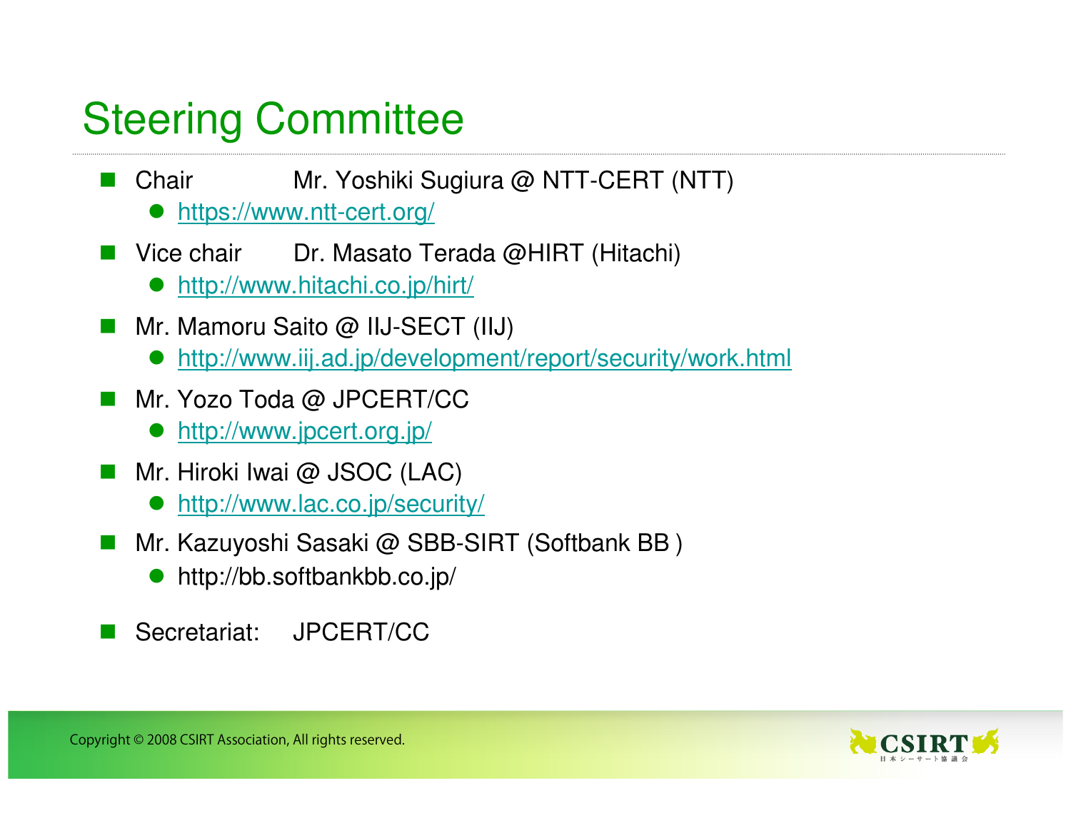# Steering Committee

- Chair Mr. Yoshiki Sugiura @ NTT-CERT (NTT)
  - https://www.ntt-cert.org/
- Vice chair Dr. Masato Terada @HIRT (Hitachi)
  - http://www.hitachi.co.jp/hirt/
- Mr. Mamoru Saito @ IIJ-SECT (IIJ)
  - http://www.iij.ad.jp/development/report/security/work.html
- Mr. Yozo Toda @ JPCERT/CC
  - http://www.jpcert.org.jp/
- Mr. Hiroki Iwai @ JSOC (LAC)
  - http://www.lac.co.jp/security/
- Mr. Kazuyoshi Sasaki @ SBB-SIRT (Softbank BB )
  - http://bb.softbankbb.co.jp/
- Secretariat: JPCERT/CC

Copyright © 2008 CSIRT Association, All rights reserved.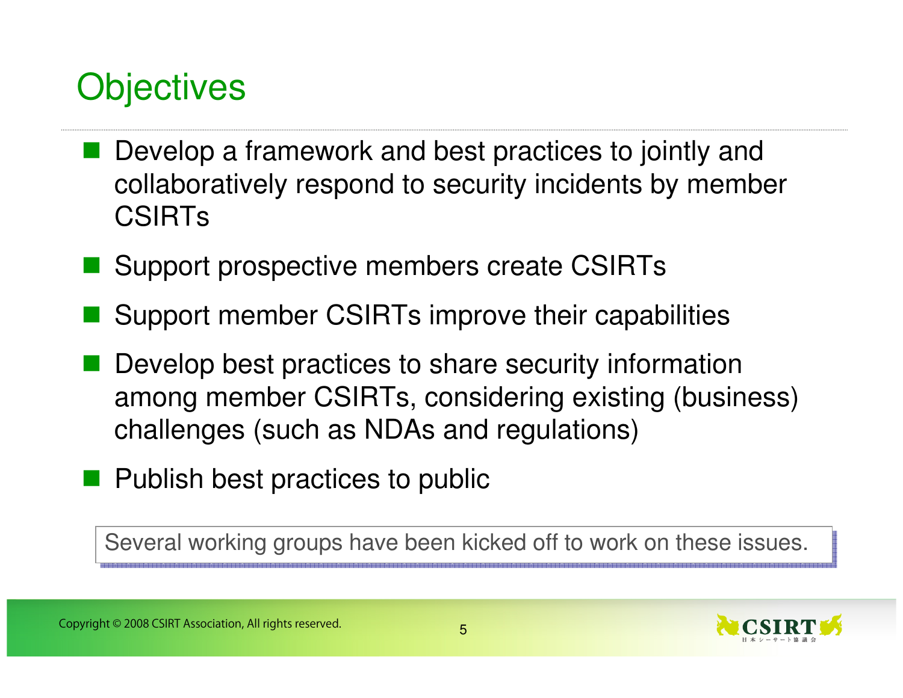# Objectives

- Develop a framework and best practices to jointly and collaboratively respond to security incidents by member CSIRTs
- Support prospective members create CSIRTs
- Support member CSIRTs improve their capabilities
- Develop best practices to share security information among member CSIRTs, considering existing (business) challenges (such as NDAs and regulations)
- Publish best practices to public

Several working groups have been kicked off to work on these issues.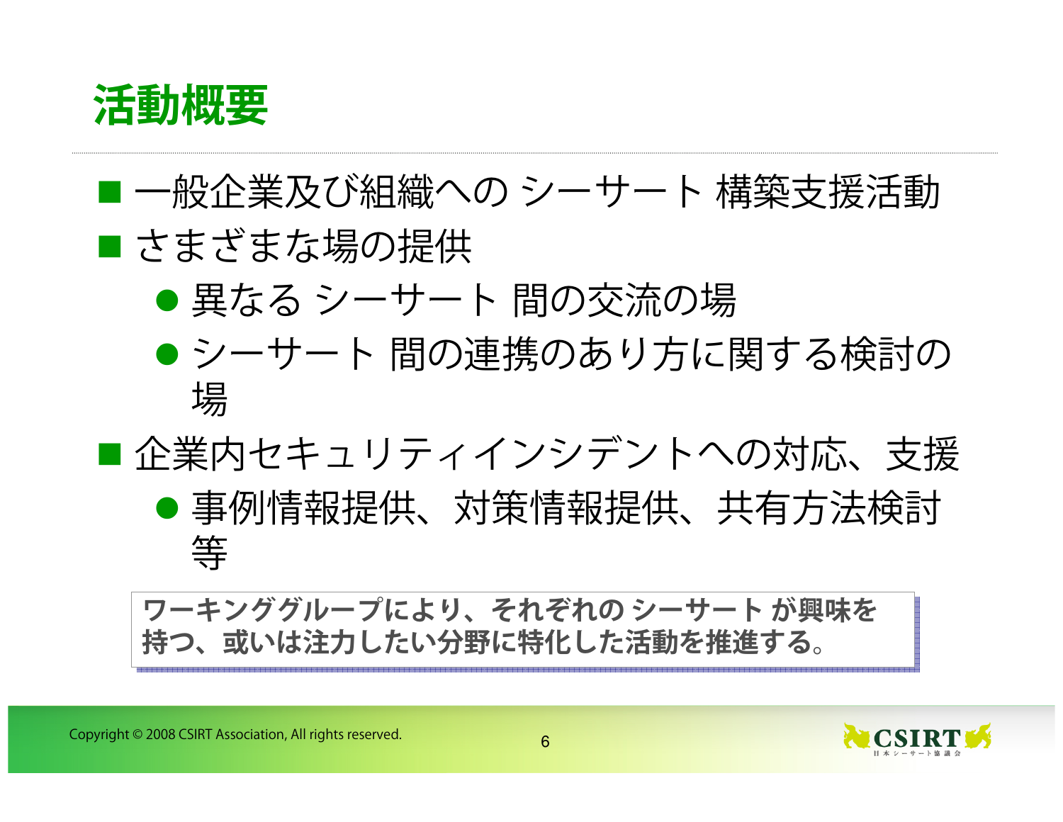# 活動概要

- 一般企業及び組織への シーサート 構築支援活動
- さまざまな場の提供
  - 異なる シーサート 間の交流の場
  - シーサート 間の連携のあり方に関する検討の場
- 企業内セキュリティインシデントへの対応、支援
  - 事例情報提供、対策情報提供、共有方法検討等

**ワーキンググループにより、それぞれの シーサート が興味を持つ、或いは注力したい分野に特化した活動を推進する。**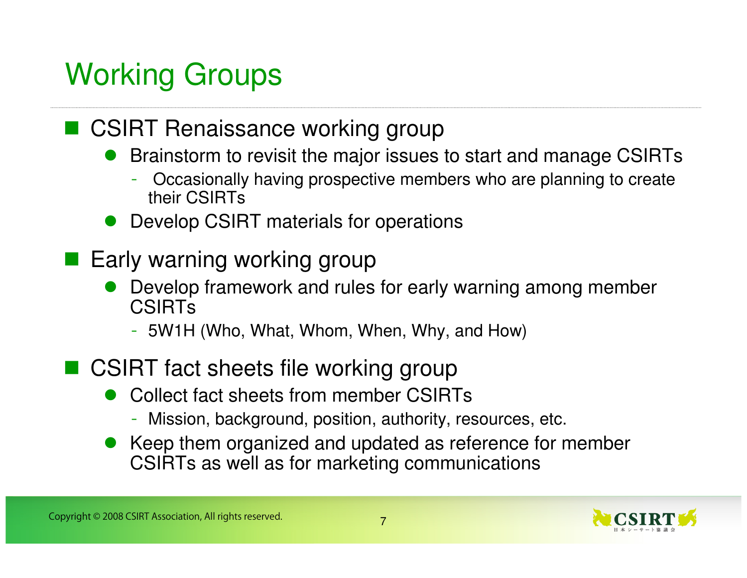# Working Groups

- CSIRT Renaissance working group
  - Brainstorm to revisit the major issues to start and manage CSIRTs
    - Occasionally having prospective members who are planning to create their CSIRTs
  - Develop CSIRT materials for operations
- Early warning working group
  - Develop framework and rules for early warning among member CSIRTs
    - 5W1H (Who, What, Whom, When, Why, and How)
- CSIRT fact sheets file working group
  - Collect fact sheets from member CSIRTs
    - Mission, background, position, authority, resources, etc.
  - Keep them organized and updated as reference for member CSIRTs as well as for marketing communications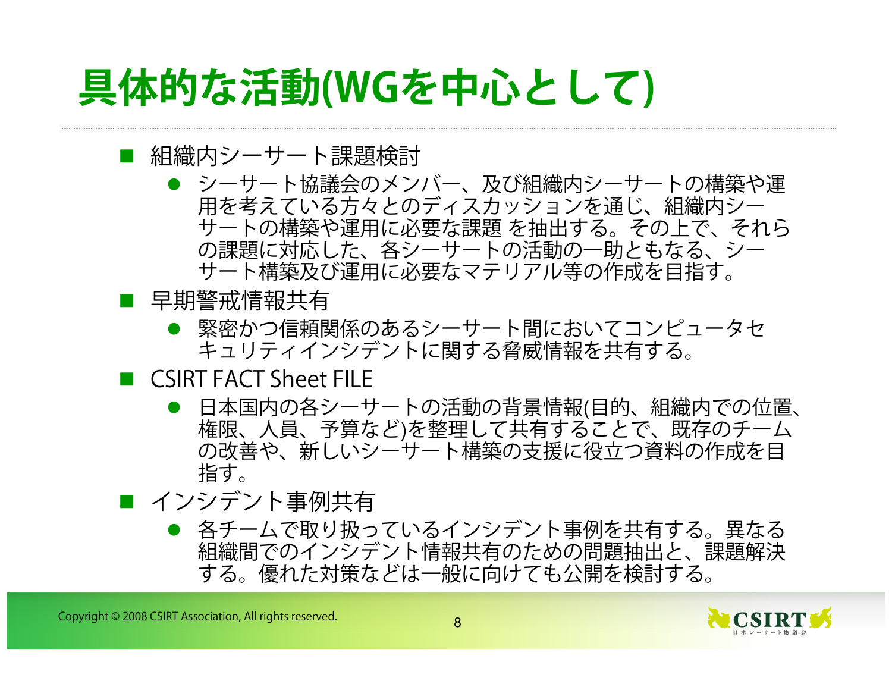# 具体的な活動(WGを中心として)

- 組織内シーサート課題検討
  - シーサート協議会のメンバー、及び組織内シーサートの構築や運用を考えている方々とのディスカッションを通じ、組織内シーサートの構築や運用に必要な課題 を抽出する。その上で、それらの課題に対応した、各シーサートの活動の一助ともなる、シーサート構築及び運用に必要なマテリアル等の作成を目指す。
- 早期警戒情報共有
  - 緊密かつ信頼関係のあるシーサート間においてコンピュータセキュリティインシデントに関する脅威情報を共有する。
- CSIRT FACT Sheet FILE
  - 日本国内の各シーサートの活動の背景情報(目的、組織内での位置、権限、人員、予算など)を整理して共有することで、既存のチームの改善や、新しいシーサート構築の支援に役立つ資料の作成を目指す。
- インシデント事例共有
  - 各チームで取り扱っているインシデント事例を共有する。異なる組織間でのインシデント情報共有のための問題抽出と、課題解決する。優れた対策などは一般に向けても公開を検討する。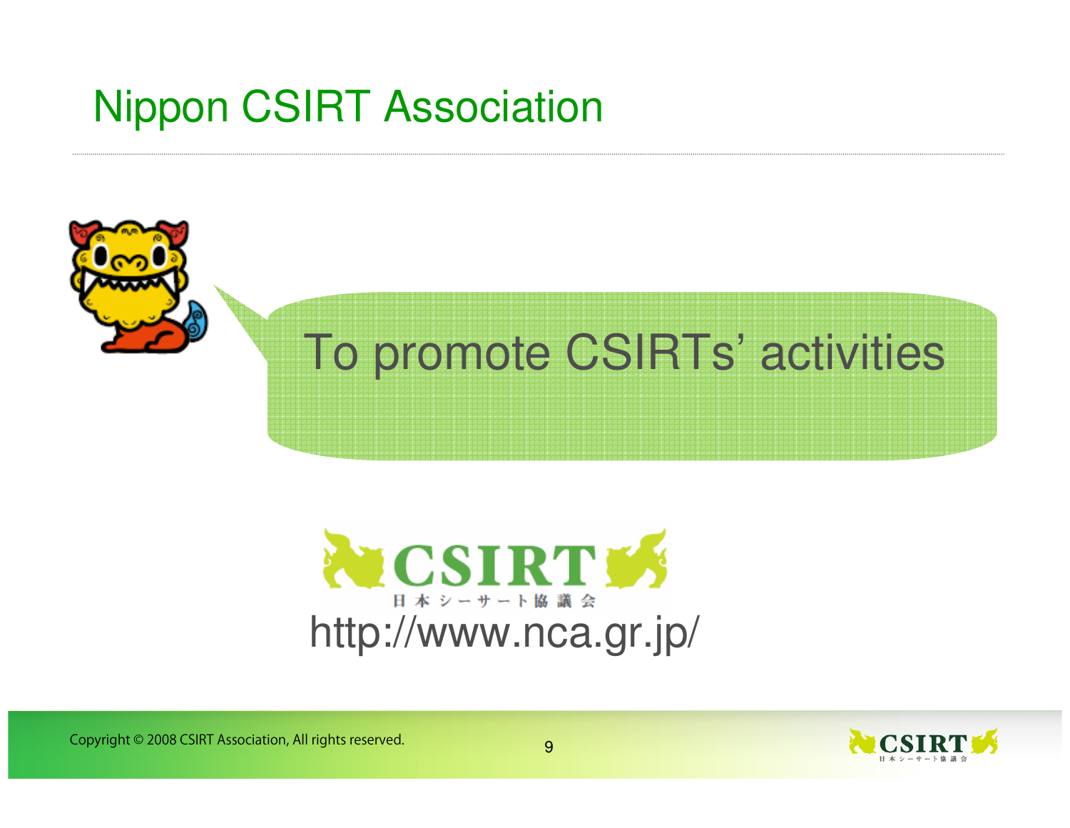# Nippon CSIRT Association

To promote CSIRTs' activities

CSIRT
日本シーサート協議会

http://www.nca.gr.jp/